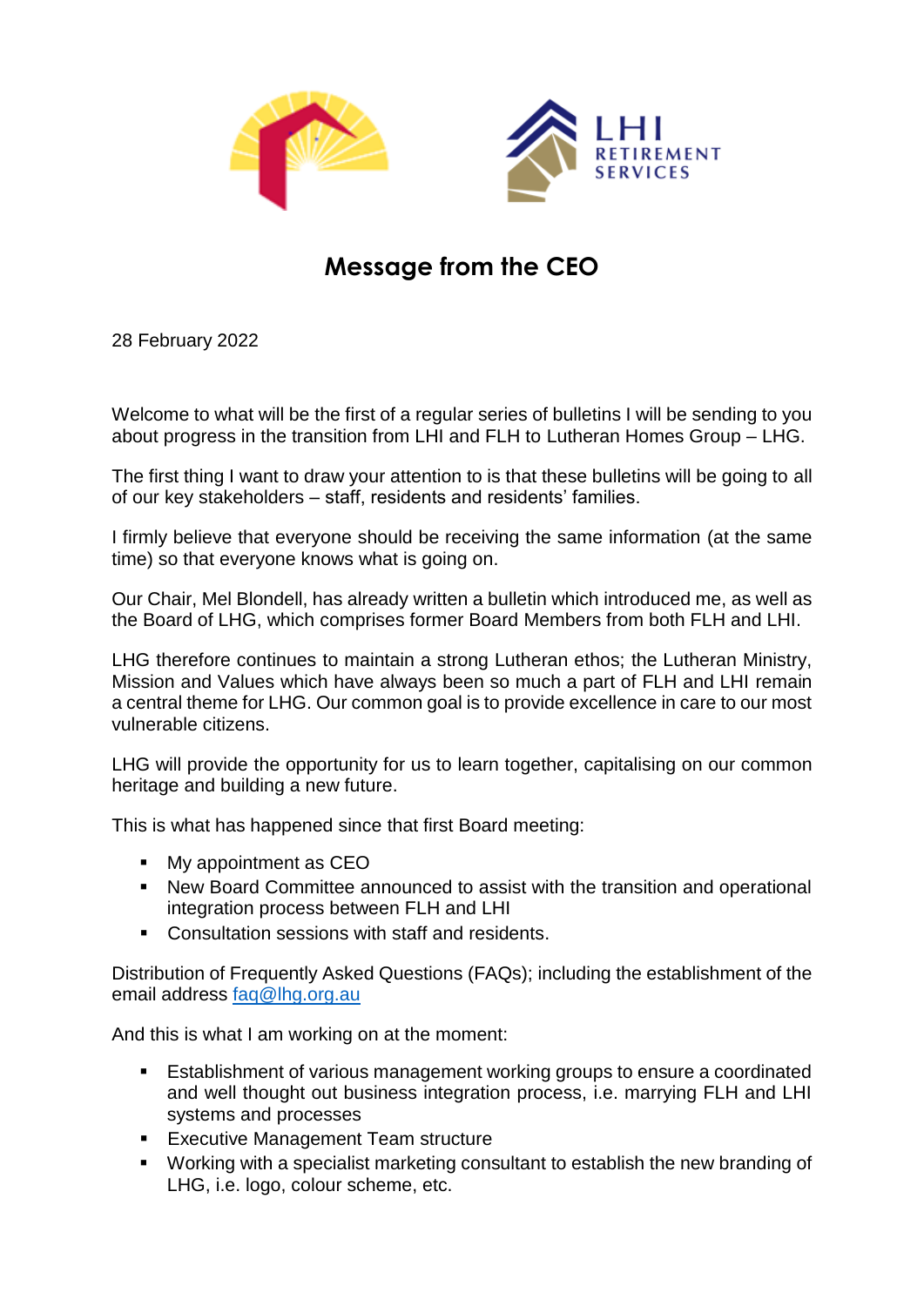# Message from the CEO

28 February 2022

Welcome to what will be the first of a regular series of bulletins I will be sending to you about progress in the transition from LHI and FLH to Lutheran Homes Group – LHG.

The first thing I want to draw your attention to is that these bulletins will be going to all of our key stakeholders – staff, residents and residents' families.

I firmly believe that everyone should be receiving the same information (at the same time) so that everyone knows what is going on.

Our Chair, Mel Blondell, has already written a bulletin which introduced me, as well as the Board of LHG, which comprises former Board Members from both FLH and LHI.

LHG therefore continues to maintain a strong Lutheran ethos; the Lutheran Ministry, Mission and Values which have always been so much a part of FLH and LHI remain a central theme for LHG. Our common goal is to provide excellence in care to our most vulnerable citizens.

LHG will provide the opportunity for us to learn together, capitalising on our common heritage and building a new future.

This is what has happened since that first Board meeting:

- My appointment as CEO
- New Board Committee announced to assist with the transition and operational integration process between FLH and LHI
- Consultation sessions with staff and residents.

Distribution of Frequently Asked Questions (FAQs); including the establishment of the email address faq@lhg.org.au

And this is what I am working on at the moment:

- Establishment of various management working groups to ensure a coordinated and well thought out business integration process, i.e. marrying FLH and LHI systems and processes
- Executive Management Team structure
- Working with a specialist marketing consultant to establish the new branding of LHG, i.e. logo, colour scheme, etc.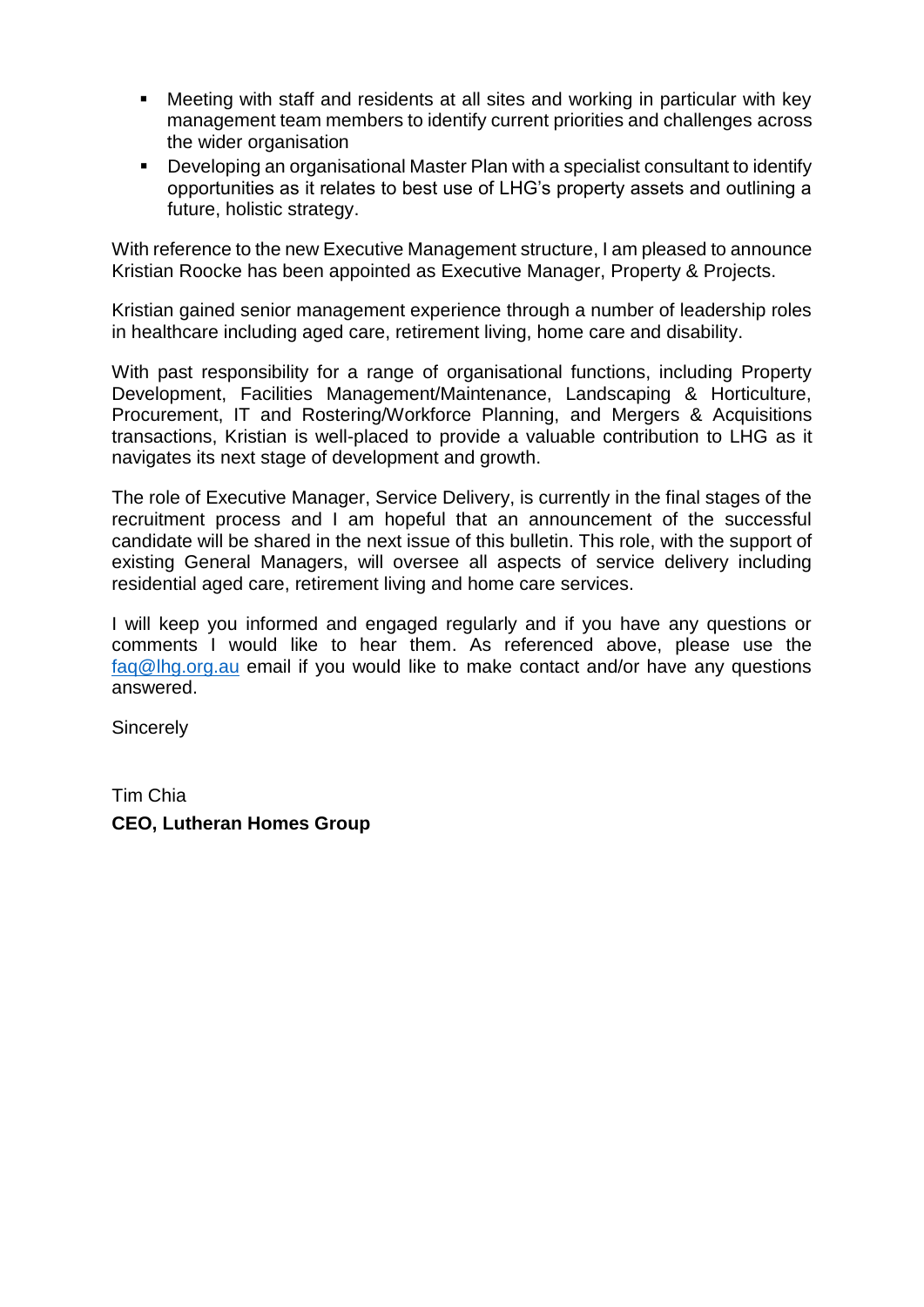- Meeting with staff and residents at all sites and working in particular with key management team members to identify current priorities and challenges across the wider organisation
- Developing an organisational Master Plan with a specialist consultant to identify opportunities as it relates to best use of LHG's property assets and outlining a future, holistic strategy.

With reference to the new Executive Management structure, I am pleased to announce Kristian Roocke has been appointed as Executive Manager, Property & Projects.

Kristian gained senior management experience through a number of leadership roles in healthcare including aged care, retirement living, home care and disability.

With past responsibility for a range of organisational functions, including Property Development, Facilities Management/Maintenance, Landscaping & Horticulture, Procurement, IT and Rostering/Workforce Planning, and Mergers & Acquisitions transactions, Kristian is well-placed to provide a valuable contribution to LHG as it navigates its next stage of development and growth.

The role of Executive Manager, Service Delivery, is currently in the final stages of the recruitment process and I am hopeful that an announcement of the successful candidate will be shared in the next issue of this bulletin. This role, with the support of existing General Managers, will oversee all aspects of service delivery including residential aged care, retirement living and home care services.

I will keep you informed and engaged regularly and if you have any questions or comments I would like to hear them. As referenced above, please use the faq@lhg.org.au email if you would like to make contact and/or have any questions answered.

Sincerely

Tim Chia
**CEO, Lutheran Homes Group**